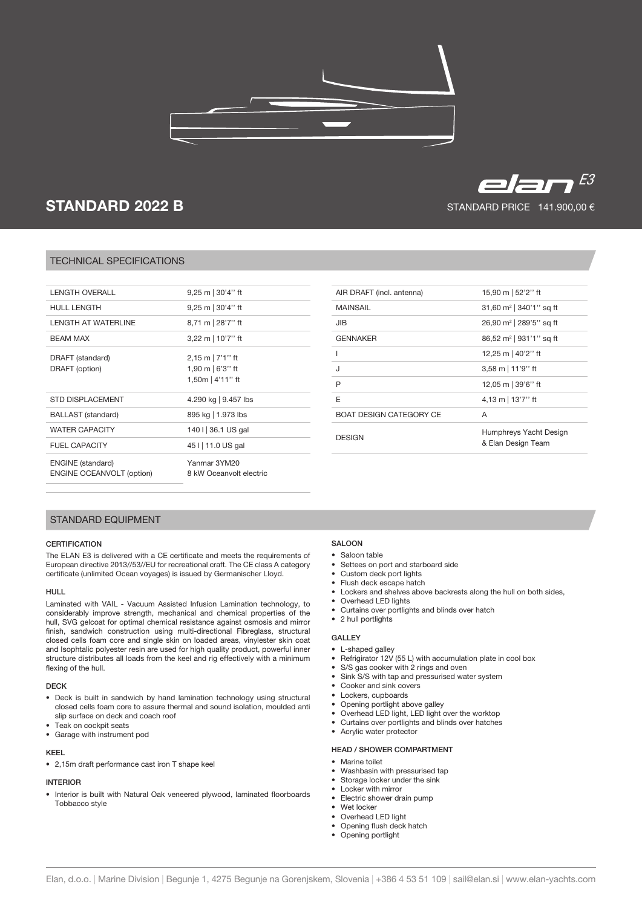elan E3

# STANDARD 2022 B

STANDARD PRICE 141.900,00 €

## TECHNICAL SPECIFICATIONS

| | |
|---|---|
| LENGTH OVERALL | 9,25 m \| 30'4'' ft |
| HULL LENGTH | 9,25 m \| 30'4'' ft |
| LENGTH AT WATERLINE | 8,71 m \| 28'7'' ft |
| BEAM MAX | 3,22 m \| 10'7'' ft |
| DRAFT (standard)<br>DRAFT (option) | 2,15 m \| 7'1'' ft<br>1,90 m \| 6'3'' ft<br>1,50m \| 4'11'' ft |
| STD DISPLACEMENT | 4.290 kg \| 9.457 lbs |
| BALLAST (standard) | 895 kg \| 1.973 lbs |
| WATER CAPACITY | 140 l \| 36.1 US gal |
| FUEL CAPACITY | 45 l \| 11.0 US gal |
| ENGINE (standard)<br>ENGINE OCEANVOLT (option) | Yanmar 3YM20<br>8 kW Oceanvolt electric |

| | |
|---|---|
| AIR DRAFT (incl. antenna) | 15,90 m \| 52'2'' ft |
| MAINSAIL | 31,60 m² \| 340'1'' sq ft |
| JIB | 26,90 m² \| 289'5'' sq ft |
| GENNAKER | 86,52 m² \| 931'1'' sq ft |
| I | 12,25 m \| 40'2'' ft |
| J | 3,58 m \| 11'9'' ft |
| P | 12,05 m \| 39'6'' ft |
| E | 4,13 m \| 13'7'' ft |
| BOAT DESIGN CATEGORY CE | A |
| DESIGN | Humphreys Yacht Design<br>& Elan Design Team |

## STANDARD EQUIPMENT

### CERTIFICATION

The ELAN E3 is delivered with a CE certificate and meets the requirements of European directive 2013//53//EU for recreational craft. The CE class A category certificate (unlimited Ocean voyages) is issued by Germanischer Lloyd.

### HULL

Laminated with VAIL - Vacuum Assisted Infusion Lamination technology, to considerably improve strength, mechanical and chemical properties of the hull, SVG gelcoat for optimal chemical resistance against osmosis and mirror finish, sandwich construction using multi-directional Fibreglass, structural closed cells foam core and single skin on loaded areas, vinylester skin coat and Isophtalic polyester resin are used for high quality product, powerful inner structure distributes all loads from the keel and rig effectively with a minimum flexing of the hull.

### DECK

- Deck is built in sandwich by hand lamination technology using structural closed cells foam core to assure thermal and sound isolation, moulded anti slip surface on deck and coach roof
- Teak on cockpit seats
- Garage with instrument pod

### KEEL

- 2,15m draft performance cast iron T shape keel

### INTERIOR

- Interior is built with Natural Oak veneered plywood, laminated floorboards Tobbacco style

### SALOON

- Saloon table
- Settees on port and starboard side
- Custom deck port lights
- Flush deck escape hatch
- Lockers and shelves above backrests along the hull on both sides,
- Overhead LED lights
- Curtains over portlights and blinds over hatch
- 2 hull portlights

### GALLEY

- L-shaped galley
- Refrigirator 12V (55 L) with accumulation plate in cool box
- S/S gas cooker with 2 rings and oven
- Sink S/S with tap and pressurised water system
- Cooker and sink covers
- Lockers, cupboards
- Opening portlight above galley
- Overhead LED light, LED light over the worktop
- Curtains over portlights and blinds over hatches
- Acrylic water protector

### HEAD / SHOWER COMPARTMENT

- Marine toilet
- Washbasin with pressurised tap
- Storage locker under the sink
- Locker with mirror
- Electric shower drain pump
- Wet locker
- Overhead LED light
- Opening flush deck hatch
- Opening portlight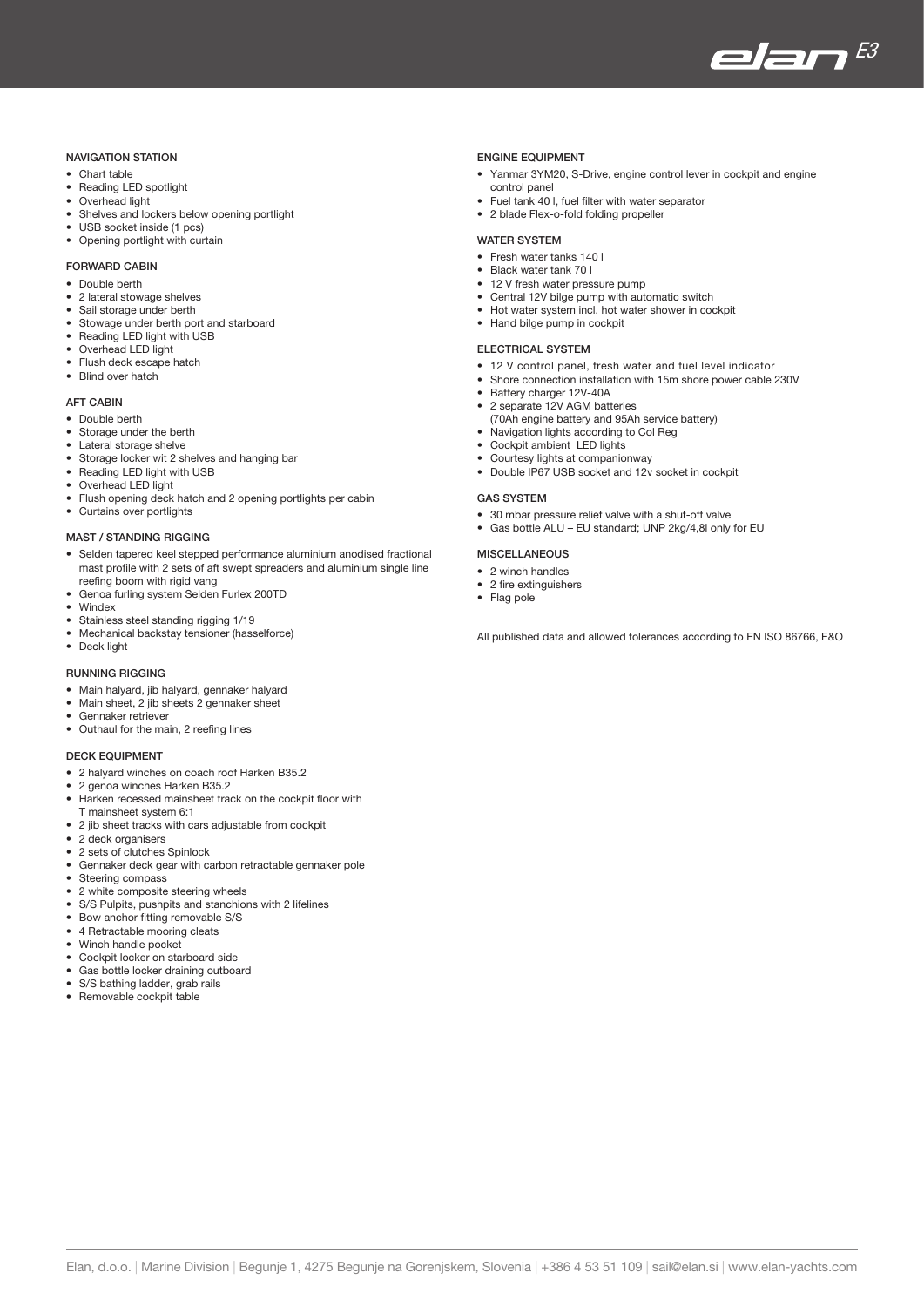### NAVIGATION STATION

- Chart table
- Reading LED spotlight
- Overhead light
- Shelves and lockers below opening portlight
- USB socket inside (1 pcs)
- Opening portlight with curtain

### FORWARD CABIN

- Double berth
- 2 lateral stowage shelves
- Sail storage under berth
- Stowage under berth port and starboard
- Reading LED light with USB
- Overhead LED light
- Flush deck escape hatch
- Blind over hatch

### AFT CABIN

- Double berth
- Storage under the berth
- Lateral storage shelve
- Storage locker wit 2 shelves and hanging bar
- Reading LED light with USB
- Overhead LED light
- Flush opening deck hatch and 2 opening portlights per cabin
- Curtains over portlights

### MAST / STANDING RIGGING

- Selden tapered keel stepped performance aluminium anodised fractional mast profile with 2 sets of aft swept spreaders and aluminium single line reefing boom with rigid vang
- Genoa furling system Selden Furlex 200TD
- Windex
- Stainless steel standing rigging 1/19
- Mechanical backstay tensioner (hasselforce)
- Deck light

### RUNNING RIGGING

- Main halyard, jib halyard, gennaker halyard
- Main sheet, 2 jib sheets 2 gennaker sheet
- Gennaker retriever
- Outhaul for the main, 2 reefing lines

### DECK EQUIPMENT

- 2 halyard winches on coach roof Harken B35.2
- 2 genoa winches Harken B35.2
- Harken recessed mainsheet track on the cockpit floor with T mainsheet system 6:1
- 2 jib sheet tracks with cars adjustable from cockpit
- 2 deck organisers
- 2 sets of clutches Spinlock
- Gennaker deck gear with carbon retractable gennaker pole
- Steering compass
- 2 white composite steering wheels
- S/S Pulpits, pushpits and stanchions with 2 lifelines
- Bow anchor fitting removable S/S
- 4 Retractable mooring cleats
- Winch handle pocket
- Cockpit locker on starboard side
- Gas bottle locker draining outboard
- S/S bathing ladder, grab rails
- Removable cockpit table

### ENGINE EQUIPMENT

- Yanmar 3YM20, S-Drive, engine control lever in cockpit and engine control panel
- Fuel tank 40 l, fuel filter with water separator
- 2 blade Flex-o-fold folding propeller

### WATER SYSTEM

- Fresh water tanks 140 l
- Black water tank 70 l
- 12 V fresh water pressure pump
- Central 12V bilge pump with automatic switch
- Hot water system incl. hot water shower in cockpit
- Hand bilge pump in cockpit

### ELECTRICAL SYSTEM

- 12 V control panel, fresh water and fuel level indicator
- Shore connection installation with 15m shore power cable 230V
- Battery charger 12V-40A
- 2 separate 12V AGM batteries (70Ah engine battery and 95Ah service battery)
- Navigation lights according to Col Reg
- Cockpit ambient LED lights
- Courtesy lights at companionway
- Double IP67 USB socket and 12v socket in cockpit

### GAS SYSTEM

- 30 mbar pressure relief valve with a shut-off valve
- Gas bottle ALU – EU standard; UNP 2kg/4,8l only for EU

### MISCELLANEOUS

- 2 winch handles
- 2 fire extinguishers
- Flag pole

All published data and allowed tolerances according to EN ISO 86766, E&O

Elan, d.o.o. | Marine Division | Begunje 1, 4275 Begunje na Gorenjskem, Slovenia | +386 4 53 51 109 | sail@elan.si | www.elan-yachts.com